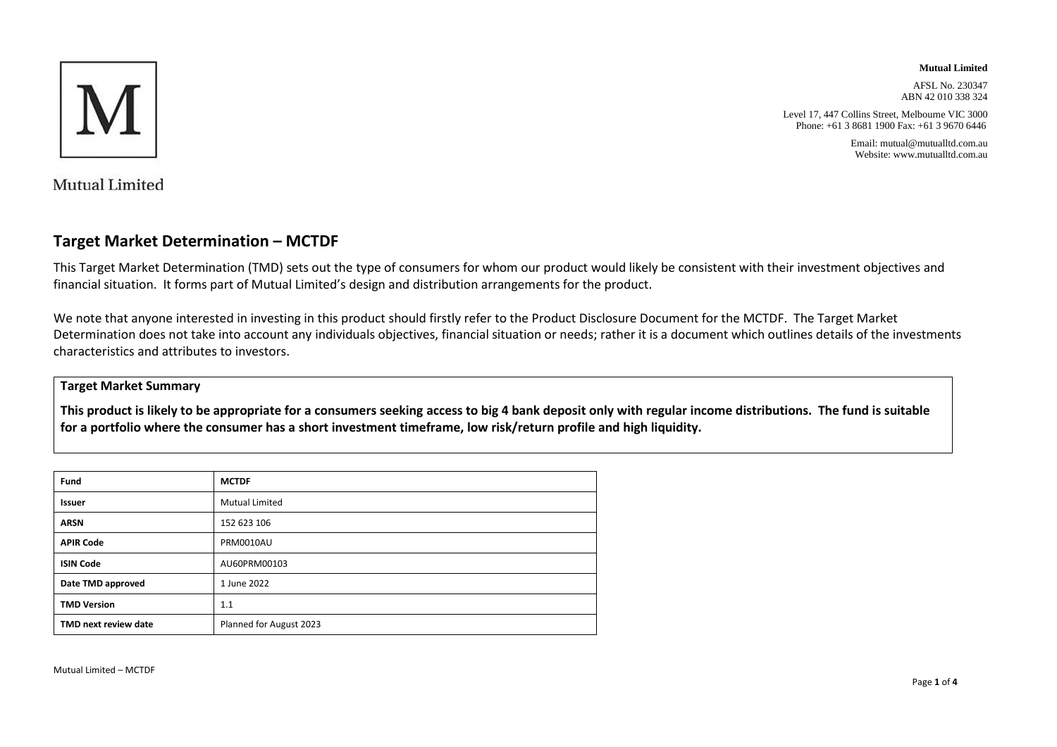Mutual Limited

**Mutual Limited**

AFSL No. 230347
ABN 42 010 338 324

Level 17, 447 Collins Street, Melbourne VIC 3000
Phone: +61 3 8681 1900 Fax: +61 3 9670 6446

Email: mutual@mutualltd.com.au
Website: www.mutualltd.com.au

# Target Market Determination – MCTDF

This Target Market Determination (TMD) sets out the type of consumers for whom our product would likely be consistent with their investment objectives and financial situation. It forms part of Mutual Limited's design and distribution arrangements for the product.

We note that anyone interested in investing in this product should firstly refer to the Product Disclosure Document for the MCTDF. The Target Market Determination does not take into account any individuals objectives, financial situation or needs; rather it is a document which outlines details of the investments characteristics and attributes to investors.

**Target Market Summary**

**This product is likely to be appropriate for a consumers seeking access to big 4 bank deposit only with regular income distributions. The fund is suitable for a portfolio where the consumer has a short investment timeframe, low risk/return profile and high liquidity.**

| **Fund** | **MCTDF** |
|---|---|
| **Issuer** | Mutual Limited |
| **ARSN** | 152 623 106 |
| **APIR Code** | PRM0010AU |
| **ISIN Code** | AU60PRM00103 |
| **Date TMD approved** | 1 June 2022 |
| **TMD Version** | 1.1 |
| **TMD next review date** | Planned for August 2023 |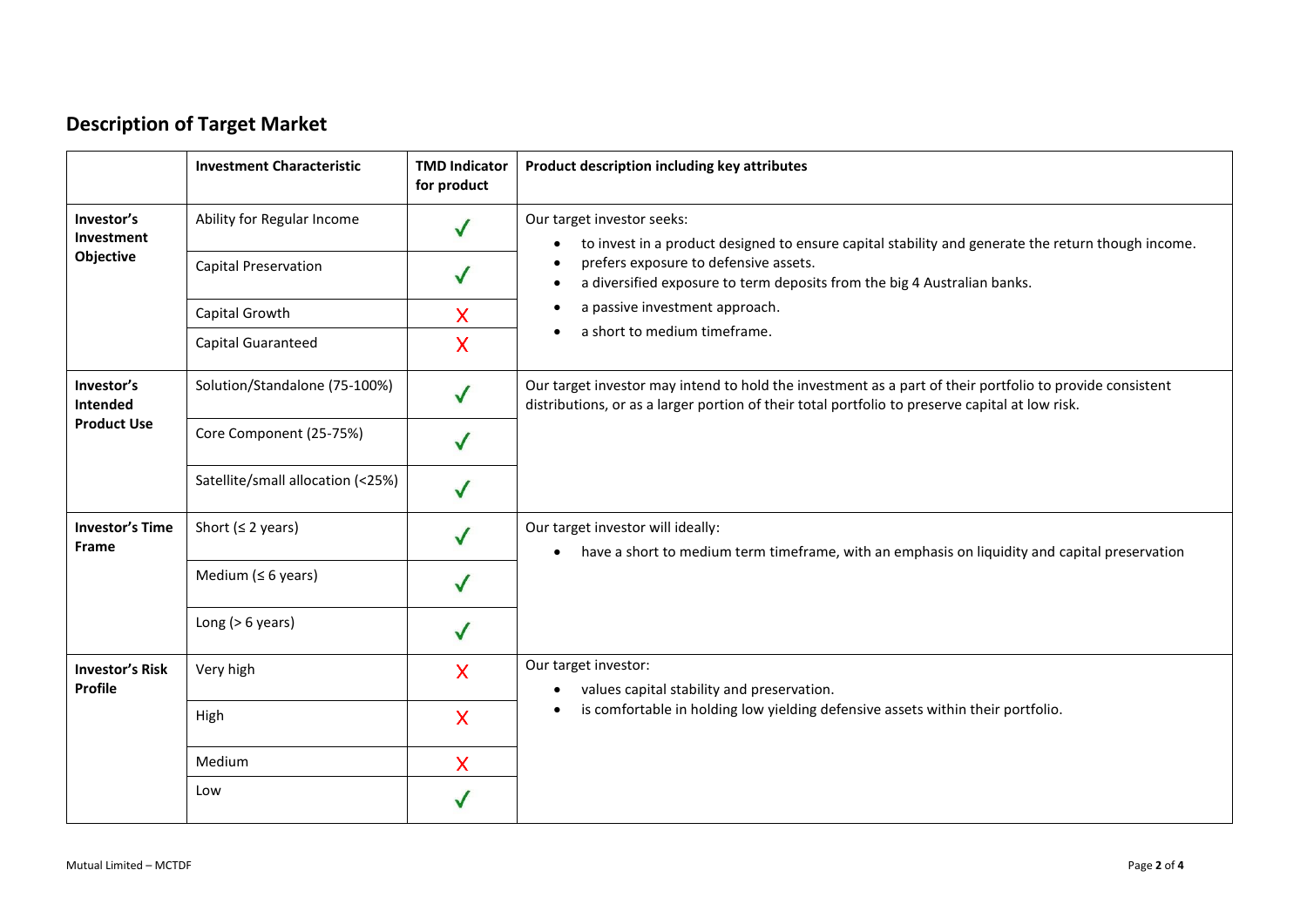## Description of Target Market

| | Investment Characteristic | TMD Indicator for product | Product description including key attributes |
|---|---|---|---|
| **Investor's Investment Objective** | Ability for Regular Income | ✓ | Our target investor seeks:<br>• to invest in a product designed to ensure capital stability and generate the return though income.<br>• prefers exposure to defensive assets.<br>• a diversified exposure to term deposits from the big 4 Australian banks.<br>• a passive investment approach.<br>• a short to medium timeframe. |
| | Capital Preservation | ✓ | |
| | Capital Growth | X | |
| | Capital Guaranteed | X | |
| **Investor's Intended Product Use** | Solution/Standalone (75-100%) | ✓ | Our target investor may intend to hold the investment as a part of their portfolio to provide consistent distributions, or as a larger portion of their total portfolio to preserve capital at low risk. |
| | Core Component (25-75%) | ✓ | |
| | Satellite/small allocation (<25%) | ✓ | |
| **Investor's Time Frame** | Short (≤ 2 years) | ✓ | Our target investor will ideally:<br>• have a short to medium term timeframe, with an emphasis on liquidity and capital preservation |
| | Medium (≤ 6 years) | ✓ | |
| | Long (> 6 years) | ✓ | |
| **Investor's Risk Profile** | Very high | X | Our target investor:<br>• values capital stability and preservation.<br>• is comfortable in holding low yielding defensive assets within their portfolio. |
| | High | X | |
| | Medium | X | |
| | Low | ✓ | |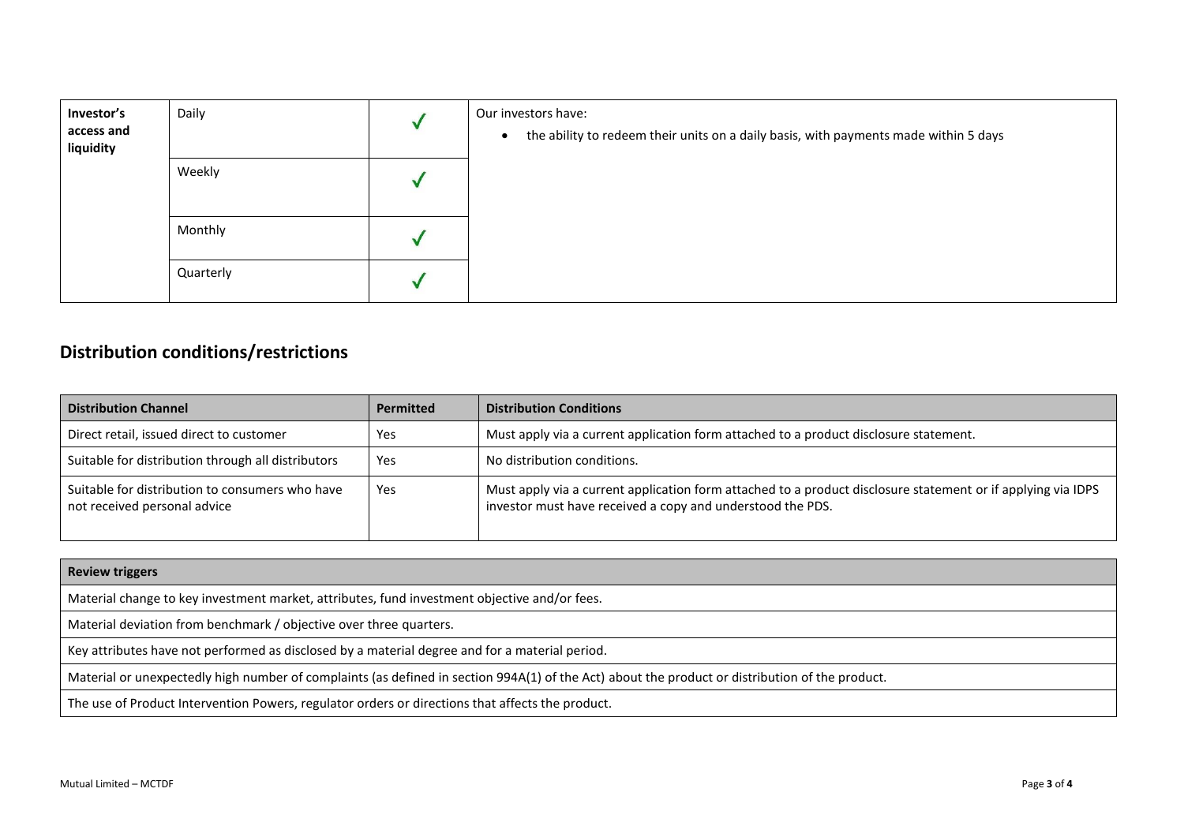| Investor's access and liquidity | Daily | ✓ | Our investors have:<br>• the ability to redeem their units on a daily basis, with payments made within 5 days |
|---|---|---|---|
| | Weekly | ✓ | |
| | Monthly | ✓ | |
| | Quarterly | ✓ | |

## Distribution conditions/restrictions

| Distribution Channel | Permitted | Distribution Conditions |
|---|---|---|
| Direct retail, issued direct to customer | Yes | Must apply via a current application form attached to a product disclosure statement. |
| Suitable for distribution through all distributors | Yes | No distribution conditions. |
| Suitable for distribution to consumers who have not received personal advice | Yes | Must apply via a current application form attached to a product disclosure statement or if applying via IDPS investor must have received a copy and understood the PDS. |

| Review triggers |
|---|
| Material change to key investment market, attributes, fund investment objective and/or fees. |
| Material deviation from benchmark / objective over three quarters. |
| Key attributes have not performed as disclosed by a material degree and for a material period. |
| Material or unexpectedly high number of complaints (as defined in section 994A(1) of the Act) about the product or distribution of the product. |
| The use of Product Intervention Powers, regulator orders or directions that affects the product. |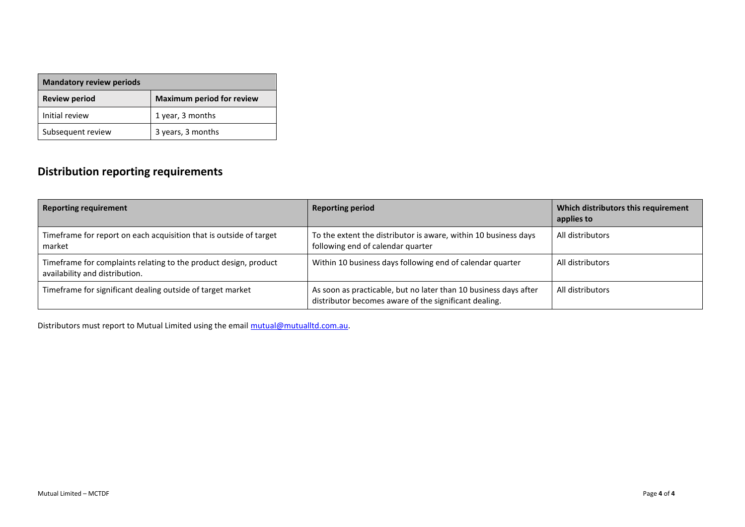| Mandatory review periods | |
|---|---|
| **Review period** | **Maximum period for review** |
| Initial review | 1 year, 3 months |
| Subsequent review | 3 years, 3 months |

## Distribution reporting requirements

| Reporting requirement | Reporting period | Which distributors this requirement applies to |
|---|---|---|
| Timeframe for report on each acquisition that is outside of target market | To the extent the distributor is aware, within 10 business days following end of calendar quarter | All distributors |
| Timeframe for complaints relating to the product design, product availability and distribution. | Within 10 business days following end of calendar quarter | All distributors |
| Timeframe for significant dealing outside of target market | As soon as practicable, but no later than 10 business days after distributor becomes aware of the significant dealing. | All distributors |

Distributors must report to Mutual Limited using the email mutual@mutualltd.com.au.